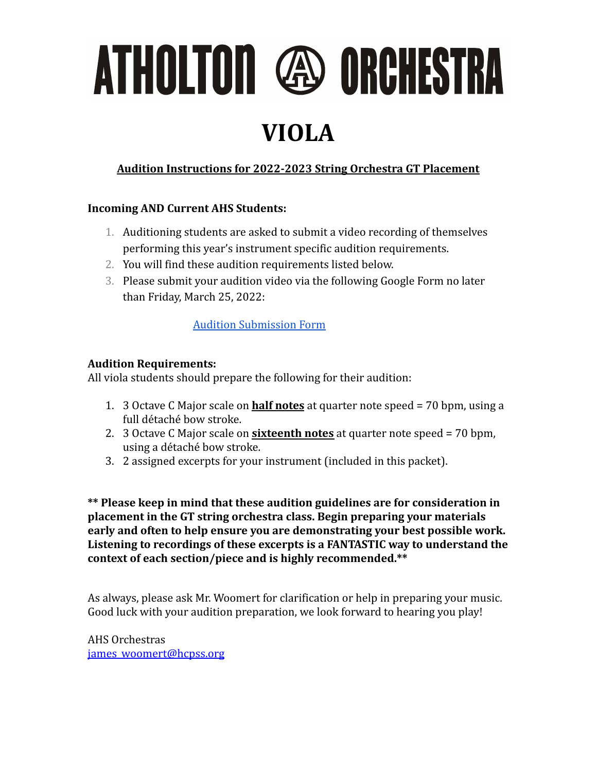# ATHOLTON ORCHESTRA

# VIOLA

## Audition Instructions for 2022-2023 String Orchestra GT Placement

**Incoming AND Current AHS Students:**

1. Auditioning students are asked to submit a video recording of themselves performing this year's instrument specific audition requirements.
2. You will find these audition requirements listed below.
3. Please submit your audition video via the following Google Form no later than Friday, March 25, 2022:

[Audition Submission Form]

**Audition Requirements:**
All viola students should prepare the following for their audition:

1. 3 Octave C Major scale on **half notes** at quarter note speed = 70 bpm, using a full détaché bow stroke.
2. 3 Octave C Major scale on **sixteenth notes** at quarter note speed = 70 bpm, using a détaché bow stroke.
3. 2 assigned excerpts for your instrument (included in this packet).

**** Please keep in mind that these audition guidelines are for consideration in placement in the GT string orchestra class. Begin preparing your materials early and often to help ensure you are demonstrating your best possible work. Listening to recordings of these excerpts is a FANTASTIC way to understand the context of each section/piece and is highly recommended.****

As always, please ask Mr. Woomert for clarification or help in preparing your music.
Good luck with your audition preparation, we look forward to hearing you play!

AHS Orchestras
james_woomert@hcpss.org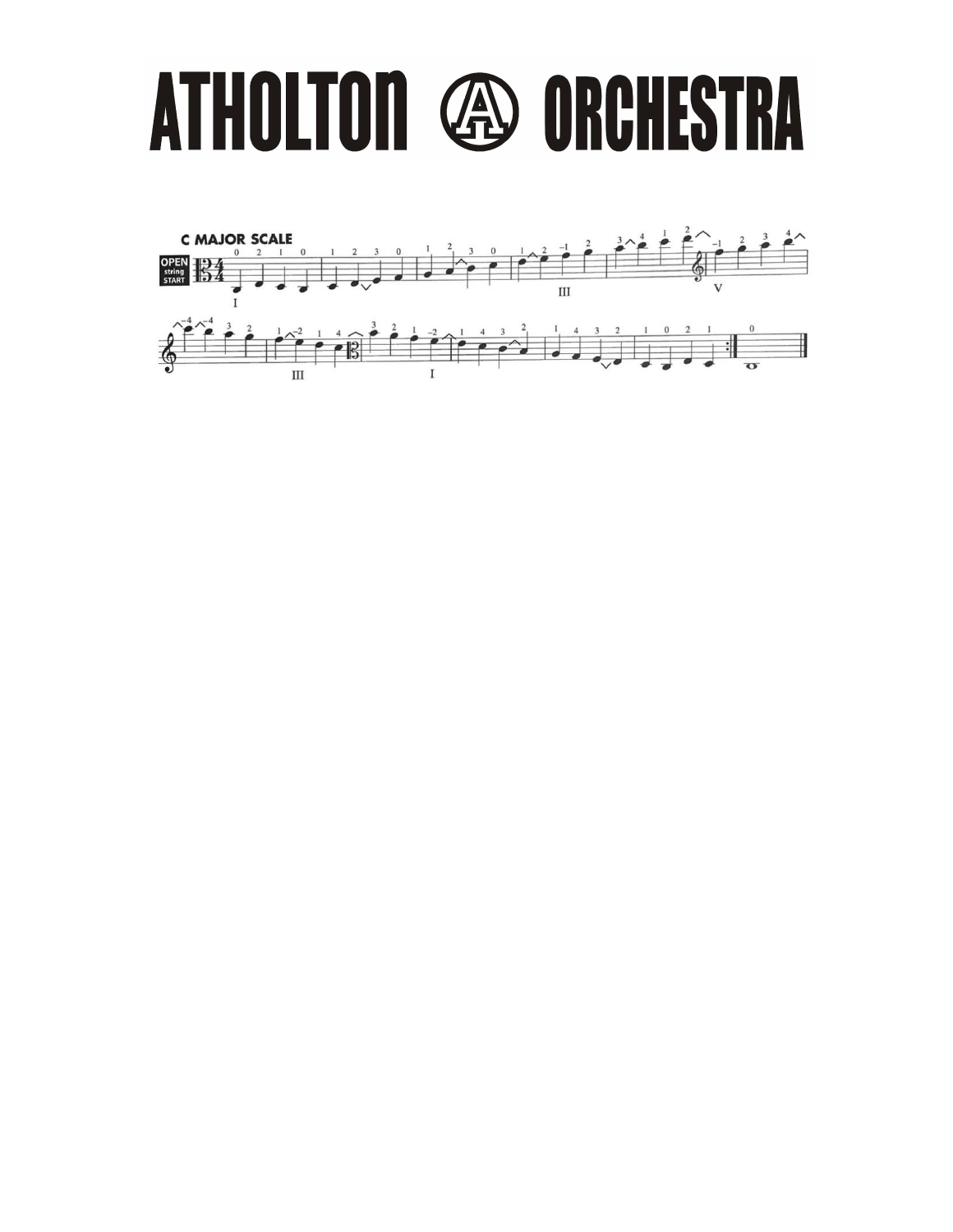# ATHOLTON ORCHESTRA

**C MAJOR SCALE**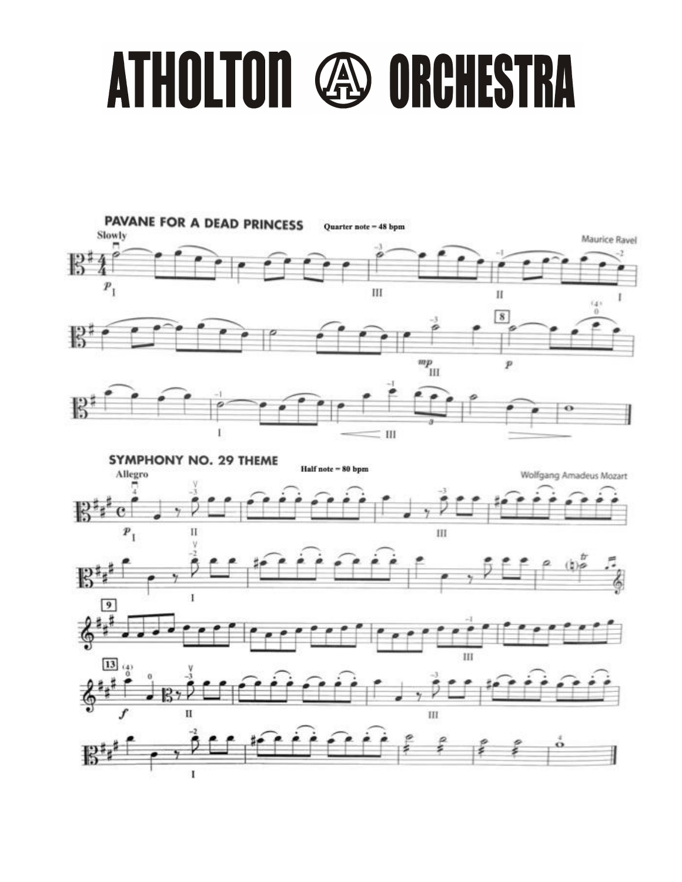# ATHOLTON ORCHESTRA

## PAVANE FOR A DEAD PRINCESS

Quarter note = 48 bpm

Slowly

Maurice Ravel

## SYMPHONY NO. 29 THEME

Half note = 80 bpm

Allegro

Wolfgang Amadeus Mozart